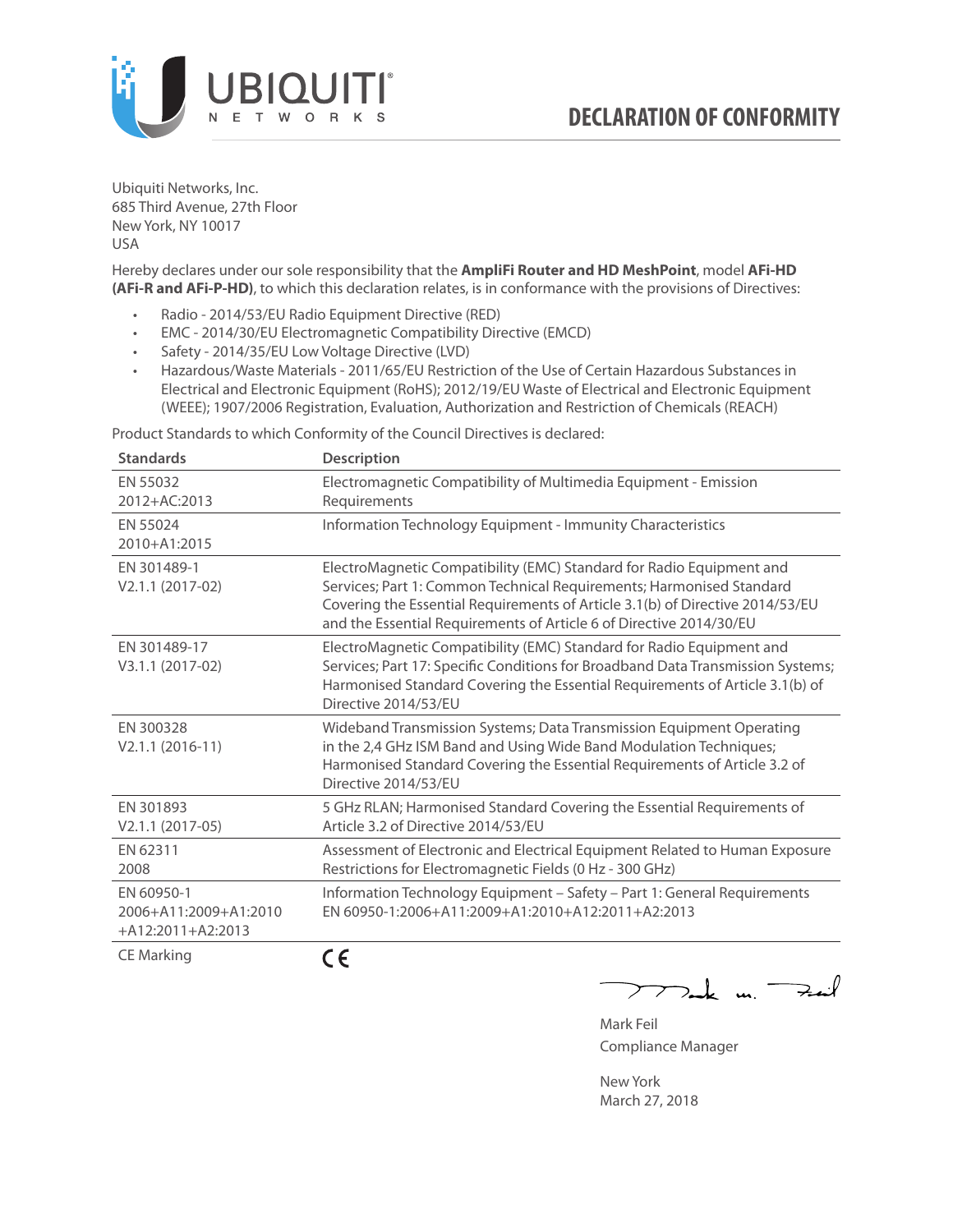# DECLARATION OF CONFORMITY

Ubiquiti Networks, Inc.
685 Third Avenue, 27th Floor
New York, NY 10017
USA

Hereby declares under our sole responsibility that the **AmpliFi Router and HD MeshPoint**, model **AFi-HD (AFi-R and AFi-P-HD)**, to which this declaration relates, is in conformance with the provisions of Directives:

- Radio - 2014/53/EU Radio Equipment Directive (RED)
- EMC - 2014/30/EU Electromagnetic Compatibility Directive (EMCD)
- Safety - 2014/35/EU Low Voltage Directive (LVD)
- Hazardous/Waste Materials - 2011/65/EU Restriction of the Use of Certain Hazardous Substances in Electrical and Electronic Equipment (RoHS); 2012/19/EU Waste of Electrical and Electronic Equipment (WEEE); 1907/2006 Registration, Evaluation, Authorization and Restriction of Chemicals (REACH)

Product Standards to which Conformity of the Council Directives is declared:

| Standards | Description |
|---|---|
| EN 55032 2012+AC:2013 | Electromagnetic Compatibility of Multimedia Equipment - Emission Requirements |
| EN 55024 2010+A1:2015 | Information Technology Equipment - Immunity Characteristics |
| EN 301489-1 V2.1.1 (2017-02) | ElectroMagnetic Compatibility (EMC) Standard for Radio Equipment and Services; Part 1: Common Technical Requirements; Harmonised Standard Covering the Essential Requirements of Article 3.1(b) of Directive 2014/53/EU and the Essential Requirements of Article 6 of Directive 2014/30/EU |
| EN 301489-17 V3.1.1 (2017-02) | ElectroMagnetic Compatibility (EMC) Standard for Radio Equipment and Services; Part 17: Specific Conditions for Broadband Data Transmission Systems; Harmonised Standard Covering the Essential Requirements of Article 3.1(b) of Directive 2014/53/EU |
| EN 300328 V2.1.1 (2016-11) | Wideband Transmission Systems; Data Transmission Equipment Operating in the 2,4 GHz ISM Band and Using Wide Band Modulation Techniques; Harmonised Standard Covering the Essential Requirements of Article 3.2 of Directive 2014/53/EU |
| EN 301893 V2.1.1 (2017-05) | 5 GHz RLAN; Harmonised Standard Covering the Essential Requirements of Article 3.2 of Directive 2014/53/EU |
| EN 62311 2008 | Assessment of Electronic and Electrical Equipment Related to Human Exposure Restrictions for Electromagnetic Fields (0 Hz - 300 GHz) |
| EN 60950-1 2006+A11:2009+A1:2010 +A12:2011+A2:2013 | Information Technology Equipment – Safety – Part 1: General Requirements EN 60950-1:2006+A11:2009+A1:2010+A12:2011+A2:2013 |
| CE Marking | CE |

Mark Feil
Compliance Manager

New York
March 27, 2018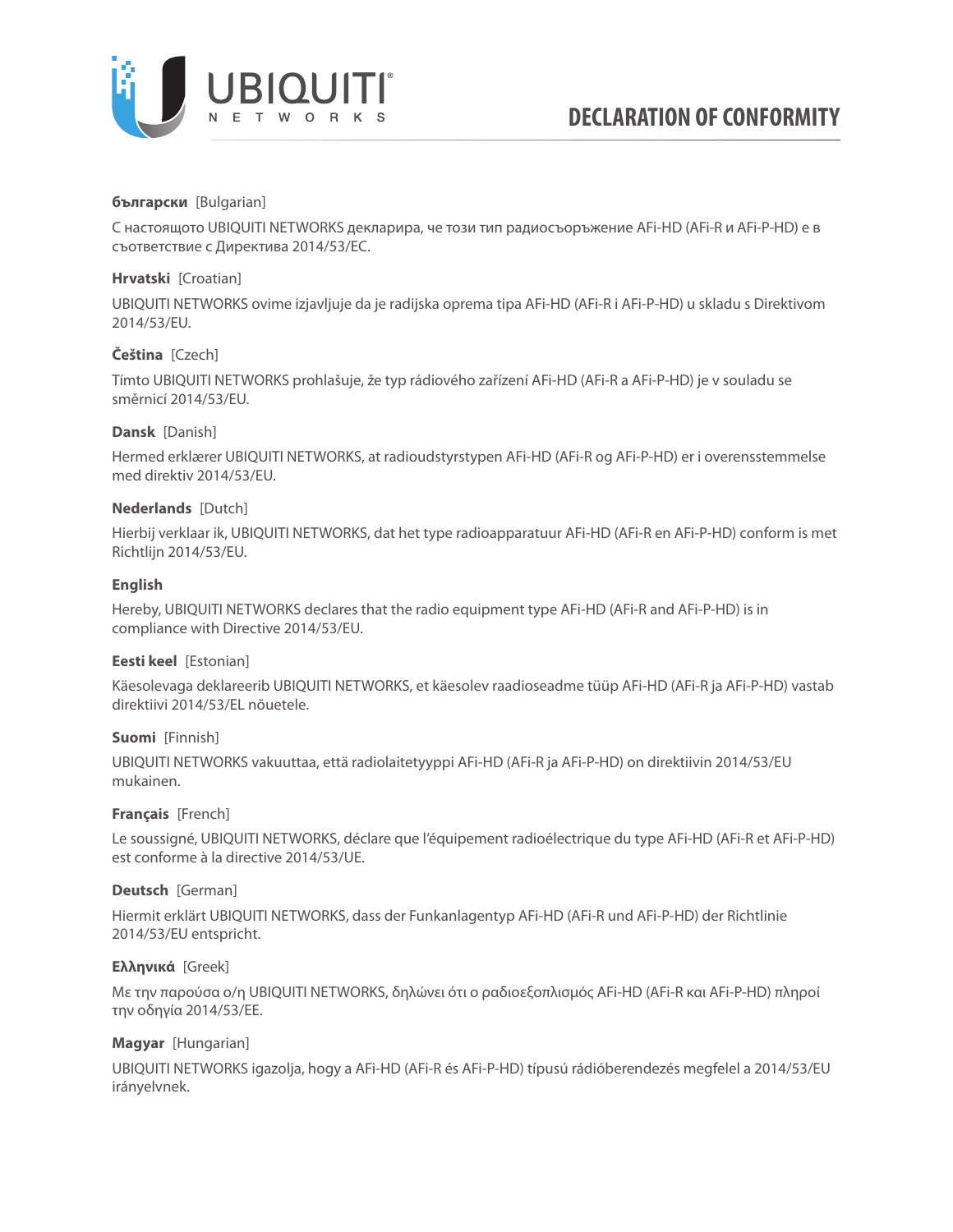# DECLARATION OF CONFORMITY

**български** [Bulgarian]

С настоящото UBIQUITI NETWORKS декларира, че този тип радиосъоръжение AFi-HD (AFi-R и AFi-P-HD) е в съответствие с Директива 2014/53/ЕС.

**Hrvatski** [Croatian]

UBIQUITI NETWORKS ovime izjavljuje da je radijska oprema tipa AFi-HD (AFi-R i AFi-P-HD) u skladu s Direktivom 2014/53/EU.

**Čeština** [Czech]

Tímto UBIQUITI NETWORKS prohlašuje, že typ rádiového zařízení AFi-HD (AFi-R a AFi-P-HD) je v souladu se směrnicí 2014/53/EU.

**Dansk** [Danish]

Hermed erklærer UBIQUITI NETWORKS, at radioudstyrstypen AFi-HD (AFi-R og AFi-P-HD) er i overensstemmelse med direktiv 2014/53/EU.

**Nederlands** [Dutch]

Hierbij verklaar ik, UBIQUITI NETWORKS, dat het type radioapparatuur AFi-HD (AFi-R en AFi-P-HD) conform is met Richtlijn 2014/53/EU.

**English**

Hereby, UBIQUITI NETWORKS declares that the radio equipment type AFi-HD (AFi-R and AFi-P-HD) is in compliance with Directive 2014/53/EU.

**Eesti keel** [Estonian]

Käesolevaga deklareerib UBIQUITI NETWORKS, et käesolev raadioseadme tüüp AFi-HD (AFi-R ja AFi-P-HD) vastab direktiivi 2014/53/EL nõuetele.

**Suomi** [Finnish]

UBIQUITI NETWORKS vakuuttaa, että radiolaitetyyppi AFi-HD (AFi-R ja AFi-P-HD) on direktiivin 2014/53/EU mukainen.

**Français** [French]

Le soussigné, UBIQUITI NETWORKS, déclare que l'équipement radioélectrique du type AFi-HD (AFi-R et AFi-P-HD) est conforme à la directive 2014/53/UE.

**Deutsch** [German]

Hiermit erklärt UBIQUITI NETWORKS, dass der Funkanlagentyp AFi-HD (AFi-R und AFi-P-HD) der Richtlinie 2014/53/EU entspricht.

**Ελληνικά** [Greek]

Με την παρούσα ο/η UBIQUITI NETWORKS, δηλώνει ότι ο ραδιοεξοπλισμός AFi-HD (AFi-R και AFi-P-HD) πληροί την οδηγία 2014/53/ΕΕ.

**Magyar** [Hungarian]

UBIQUITI NETWORKS igazolja, hogy a AFi-HD (AFi-R és AFi-P-HD) típusú rádióberendezés megfelel a 2014/53/EU irányelvnek.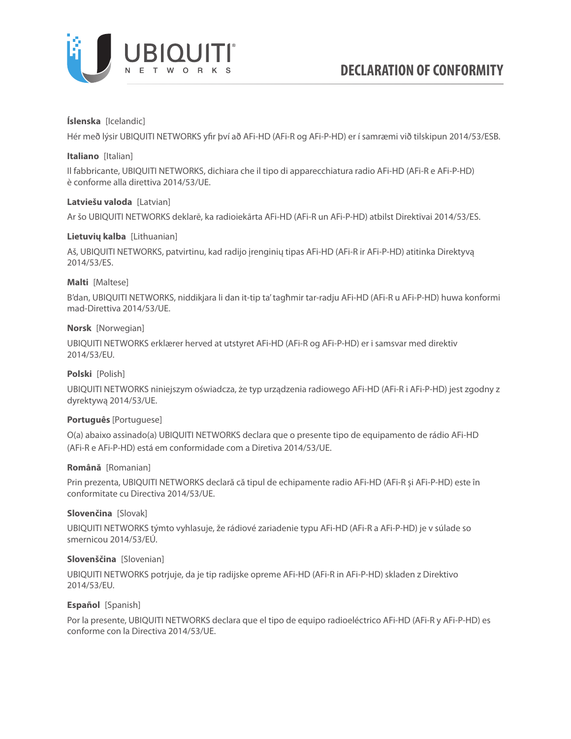# DECLARATION OF CONFORMITY

**Íslenska** [Icelandic]

Hér með lýsir UBIQUITI NETWORKS yfir því að AFi-HD (AFi-R og AFi-P-HD) er í samræmi við tilskipun 2014/53/ESB.

**Italiano** [Italian]

Il fabbricante, UBIQUITI NETWORKS, dichiara che il tipo di apparecchiatura radio AFi-HD (AFi-R e AFi-P-HD) è conforme alla direttiva 2014/53/UE.

**Latviešu valoda** [Latvian]

Ar šo UBIQUITI NETWORKS deklarē, ka radioiekārta AFi-HD (AFi-R un AFi-P-HD) atbilst Direktīvai 2014/53/ES.

**Lietuvių kalba** [Lithuanian]

Aš, UBIQUITI NETWORKS, patvirtinu, kad radijo įrenginių tipas AFi-HD (AFi-R ir AFi-P-HD) atitinka Direktyvą 2014/53/ES.

**Malti** [Maltese]

B'dan, UBIQUITI NETWORKS, niddikjara li dan it-tip ta' tagħmir tar-radju AFi-HD (AFi-R u AFi-P-HD) huwa konformi mad-Direttiva 2014/53/UE.

**Norsk** [Norwegian]

UBIQUITI NETWORKS erklærer herved at utstyret AFi-HD (AFi-R og AFi-P-HD) er i samsvar med direktiv 2014/53/EU.

**Polski** [Polish]

UBIQUITI NETWORKS niniejszym oświadcza, że typ urządzenia radiowego AFi-HD (AFi-R i AFi-P-HD) jest zgodny z dyrektywą 2014/53/UE.

**Português** [Portuguese]

O(a) abaixo assinado(a) UBIQUITI NETWORKS declara que o presente tipo de equipamento de rádio AFi-HD (AFi-R e AFi-P-HD) está em conformidade com a Diretiva 2014/53/UE.

**Română** [Romanian]

Prin prezenta, UBIQUITI NETWORKS declară că tipul de echipamente radio AFi-HD (AFi-R și AFi-P-HD) este în conformitate cu Directiva 2014/53/UE.

**Slovenčina** [Slovak]

UBIQUITI NETWORKS týmto vyhlasuje, že rádiové zariadenie typu AFi-HD (AFi-R a AFi-P-HD) je v súlade so smernicou 2014/53/EÚ.

**Slovenščina** [Slovenian]

UBIQUITI NETWORKS potrjuje, da je tip radijske opreme AFi-HD (AFi-R in AFi-P-HD) skladen z Direktivo 2014/53/EU.

**Español** [Spanish]

Por la presente, UBIQUITI NETWORKS declara que el tipo de equipo radioeléctrico AFi-HD (AFi-R y AFi-P-HD) es conforme con la Directiva 2014/53/UE.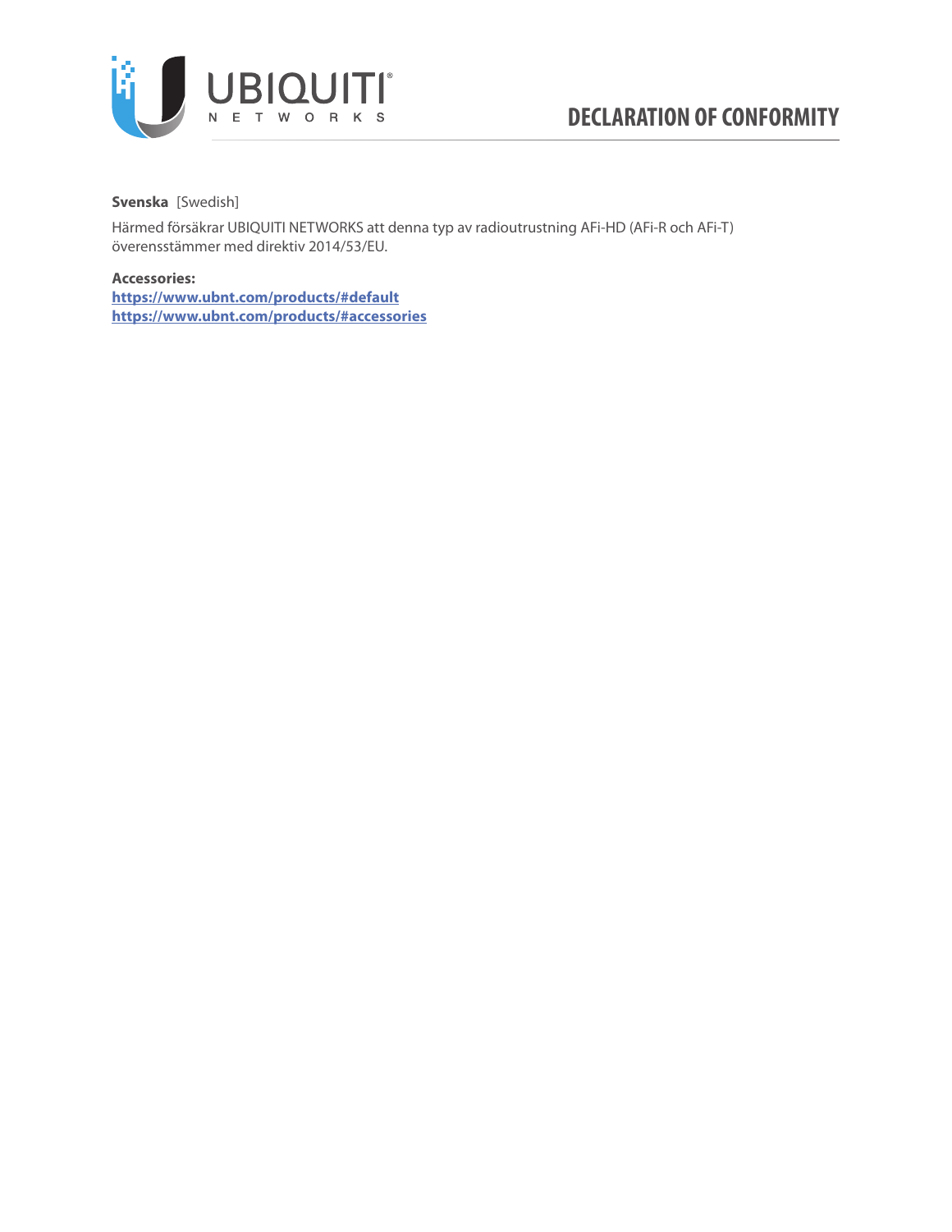**Svenska** [Swedish]

Härmed försäkrar UBIQUITI NETWORKS att denna typ av radioutrustning AFi-HD (AFi-R och AFi-T) överensstämmer med direktiv 2014/53/EU.

**Accessories:**
**https://www.ubnt.com/products/#default**
**https://www.ubnt.com/products/#accessories**